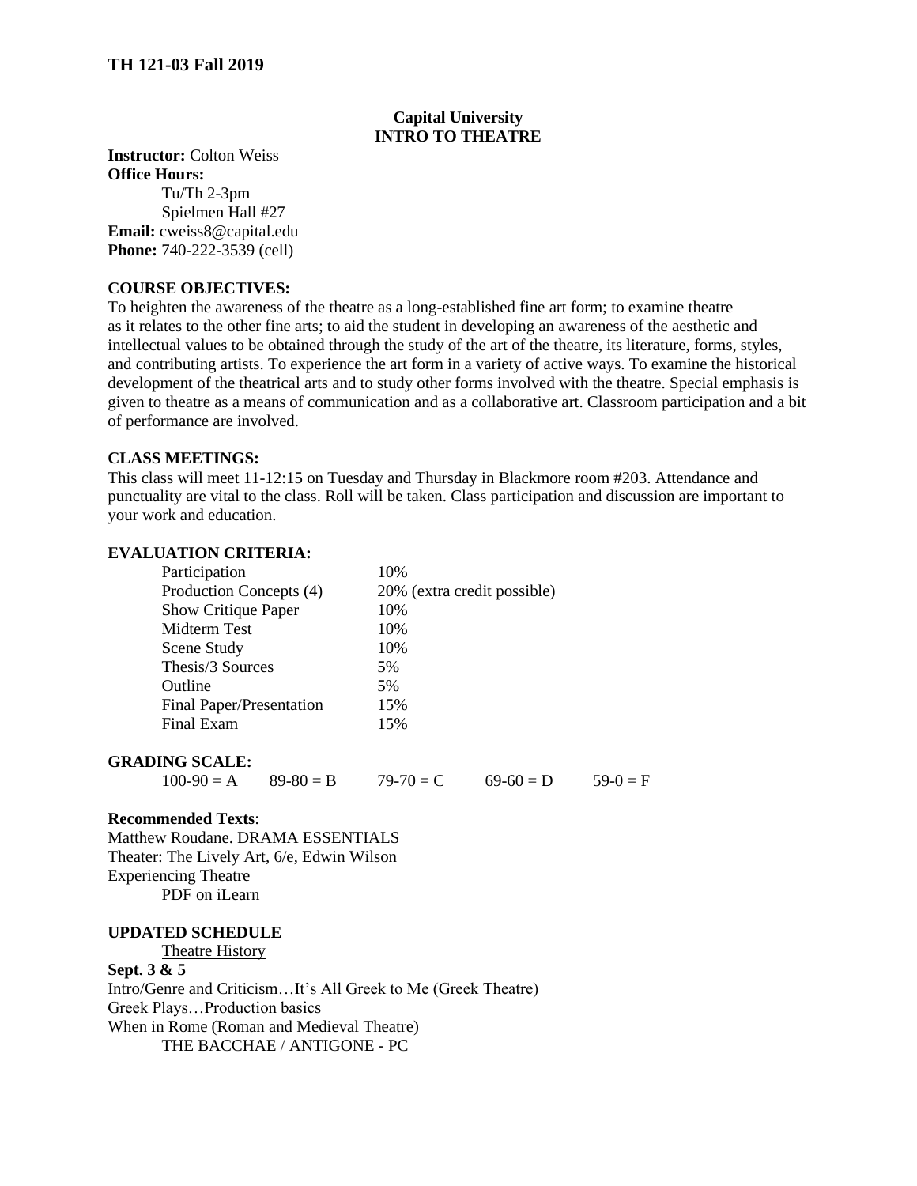**TH 121-03 Fall 2019**

**Capital University**
**INTRO TO THEATRE**

**Instructor:** Colton Weiss
**Office Hours:**
Tu/Th 2-3pm
Spielmen Hall #27
**Email:** cweiss8@capital.edu
**Phone:** 740-222-3539 (cell)

**COURSE OBJECTIVES:**
To heighten the awareness of the theatre as a long-established fine art form; to examine theatre as it relates to the other fine arts; to aid the student in developing an awareness of the aesthetic and intellectual values to be obtained through the study of the art of the theatre, its literature, forms, styles, and contributing artists. To experience the art form in a variety of active ways. To examine the historical development of the theatrical arts and to study other forms involved with the theatre. Special emphasis is given to theatre as a means of communication and as a collaborative art. Classroom participation and a bit of performance are involved.

**CLASS MEETINGS:**
This class will meet 11-12:15 on Tuesday and Thursday in Blackmore room #203. Attendance and punctuality are vital to the class. Roll will be taken. Class participation and discussion are important to your work and education.

**EVALUATION CRITERIA:**

| | |
|---|---|
| Participation | 10% |
| Production Concepts (4) | 20% (extra credit possible) |
| Show Critique Paper | 10% |
| Midterm Test | 10% |
| Scene Study | 10% |
| Thesis/3 Sources | 5% |
| Outline | 5% |
| Final Paper/Presentation | 15% |
| Final Exam | 15% |

**GRADING SCALE:**

100-90 = A     89-80 = B     79-70 = C     69-60 = D     59-0 = F

**Recommended Texts**:
Matthew Roudane. DRAMA ESSENTIALS
Theater: The Lively Art, 6/e, Edwin Wilson
Experiencing Theatre
PDF on iLearn

**UPDATED SCHEDULE**

Theatre History

**Sept. 3 & 5**
Intro/Genre and Criticism…It's All Greek to Me (Greek Theatre)
Greek Plays…Production basics
When in Rome (Roman and Medieval Theatre)
THE BACCHAE / ANTIGONE - PC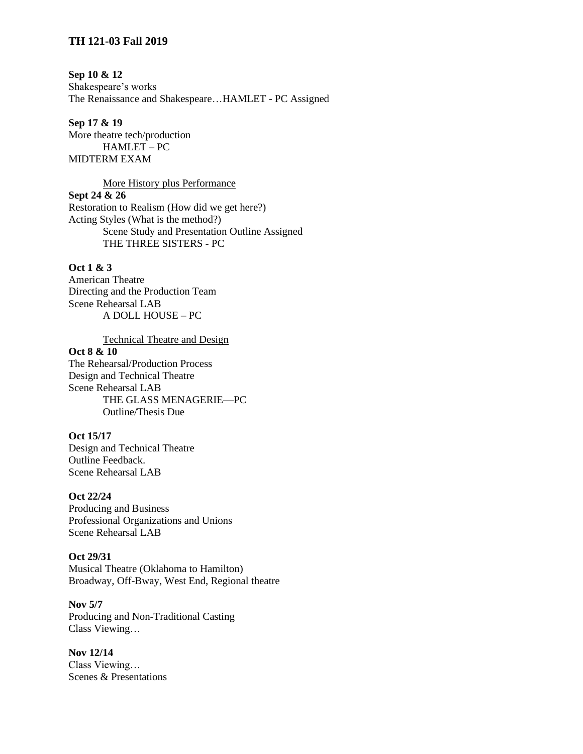**TH 121-03 Fall 2019**

**Sep 10 & 12**
Shakespeare's works
The Renaissance and Shakespeare…HAMLET - PC Assigned

**Sep 17 & 19**
More theatre tech/production
HAMLET – PC
MIDTERM EXAM

More History plus Performance

**Sept 24 & 26**
Restoration to Realism (How did we get here?)
Acting Styles (What is the method?)
Scene Study and Presentation Outline Assigned
THE THREE SISTERS - PC

**Oct 1 & 3**
American Theatre
Directing and the Production Team
Scene Rehearsal LAB
A DOLL HOUSE – PC

Technical Theatre and Design

**Oct 8 & 10**
The Rehearsal/Production Process
Design and Technical Theatre
Scene Rehearsal LAB
THE GLASS MENAGERIE—PC
Outline/Thesis Due

**Oct 15/17**
Design and Technical Theatre
Outline Feedback.
Scene Rehearsal LAB

**Oct 22/24**
Producing and Business
Professional Organizations and Unions
Scene Rehearsal LAB

**Oct 29/31**
Musical Theatre (Oklahoma to Hamilton)
Broadway, Off-Bway, West End, Regional theatre

**Nov 5/7**
Producing and Non-Traditional Casting
Class Viewing…

**Nov 12/14**
Class Viewing…
Scenes & Presentations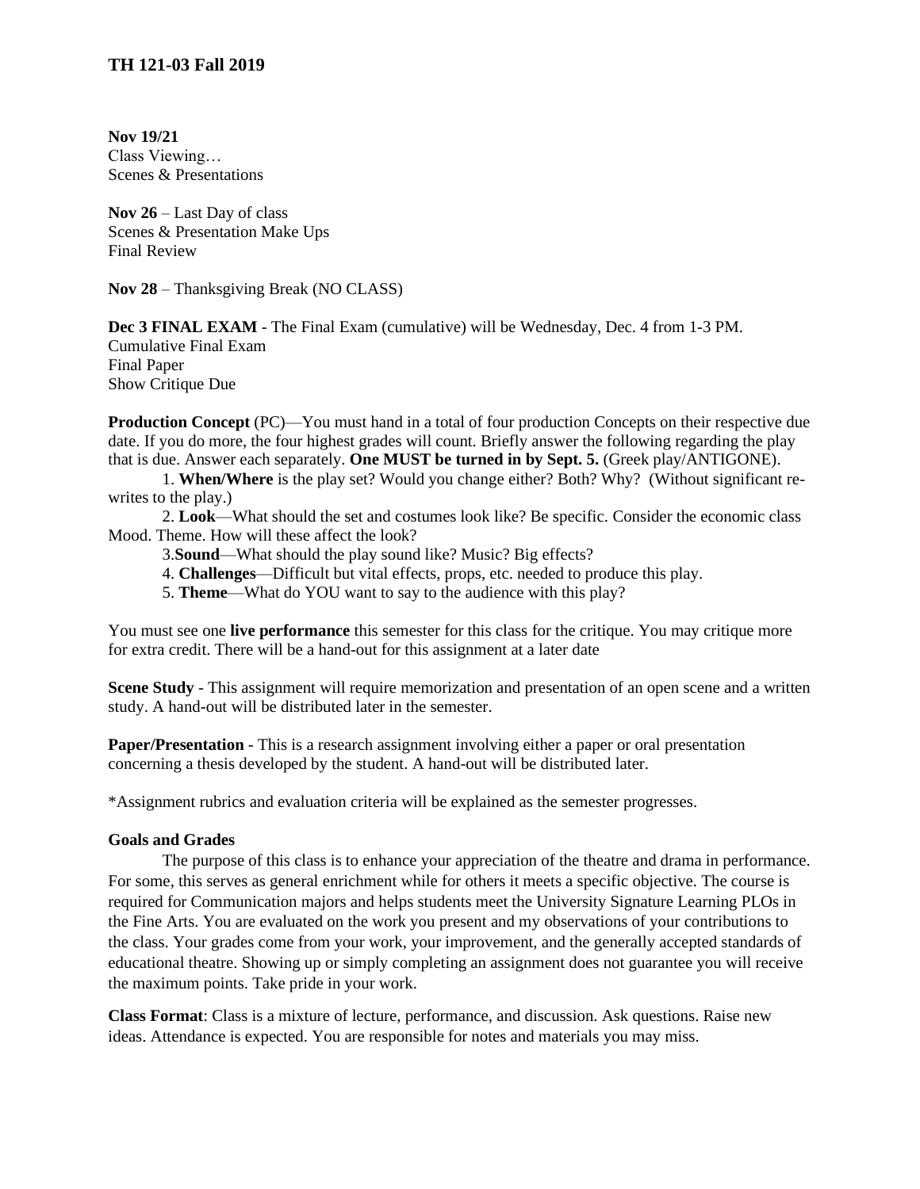**Nov 19/21**
Class Viewing…
Scenes & Presentations

**Nov 26** – Last Day of class
Scenes & Presentation Make Ups
Final Review

**Nov 28** – Thanksgiving Break (NO CLASS)

**Dec 3 FINAL EXAM** - The Final Exam (cumulative) will be Wednesday, Dec. 4 from 1-3 PM.
Cumulative Final Exam
Final Paper
Show Critique Due

**Production Concept** (PC)—You must hand in a total of four production Concepts on their respective due date. If you do more, the four highest grades will count. Briefly answer the following regarding the play that is due. Answer each separately. **One MUST be turned in by Sept. 5.** (Greek play/ANTIGONE).

1. **When/Where** is the play set? Would you change either? Both? Why? (Without significant re-writes to the play.)
2. **Look**—What should the set and costumes look like? Be specific. Consider the economic class Mood. Theme. How will these affect the look?
3. **Sound**—What should the play sound like? Music? Big effects?
4. **Challenges**—Difficult but vital effects, props, etc. needed to produce this play.
5. **Theme**—What do YOU want to say to the audience with this play?

You must see one **live performance** this semester for this class for the critique. You may critique more for extra credit. There will be a hand-out for this assignment at a later date

**Scene Study** - This assignment will require memorization and presentation of an open scene and a written study. A hand-out will be distributed later in the semester.

**Paper/Presentation** - This is a research assignment involving either a paper or oral presentation concerning a thesis developed by the student. A hand-out will be distributed later.

*Assignment rubrics and evaluation criteria will be explained as the semester progresses.

**Goals and Grades**

The purpose of this class is to enhance your appreciation of the theatre and drama in performance. For some, this serves as general enrichment while for others it meets a specific objective. The course is required for Communication majors and helps students meet the University Signature Learning PLOs in the Fine Arts. You are evaluated on the work you present and my observations of your contributions to the class. Your grades come from your work, your improvement, and the generally accepted standards of educational theatre. Showing up or simply completing an assignment does not guarantee you will receive the maximum points. Take pride in your work.

**Class Format**: Class is a mixture of lecture, performance, and discussion. Ask questions. Raise new ideas. Attendance is expected. You are responsible for notes and materials you may miss.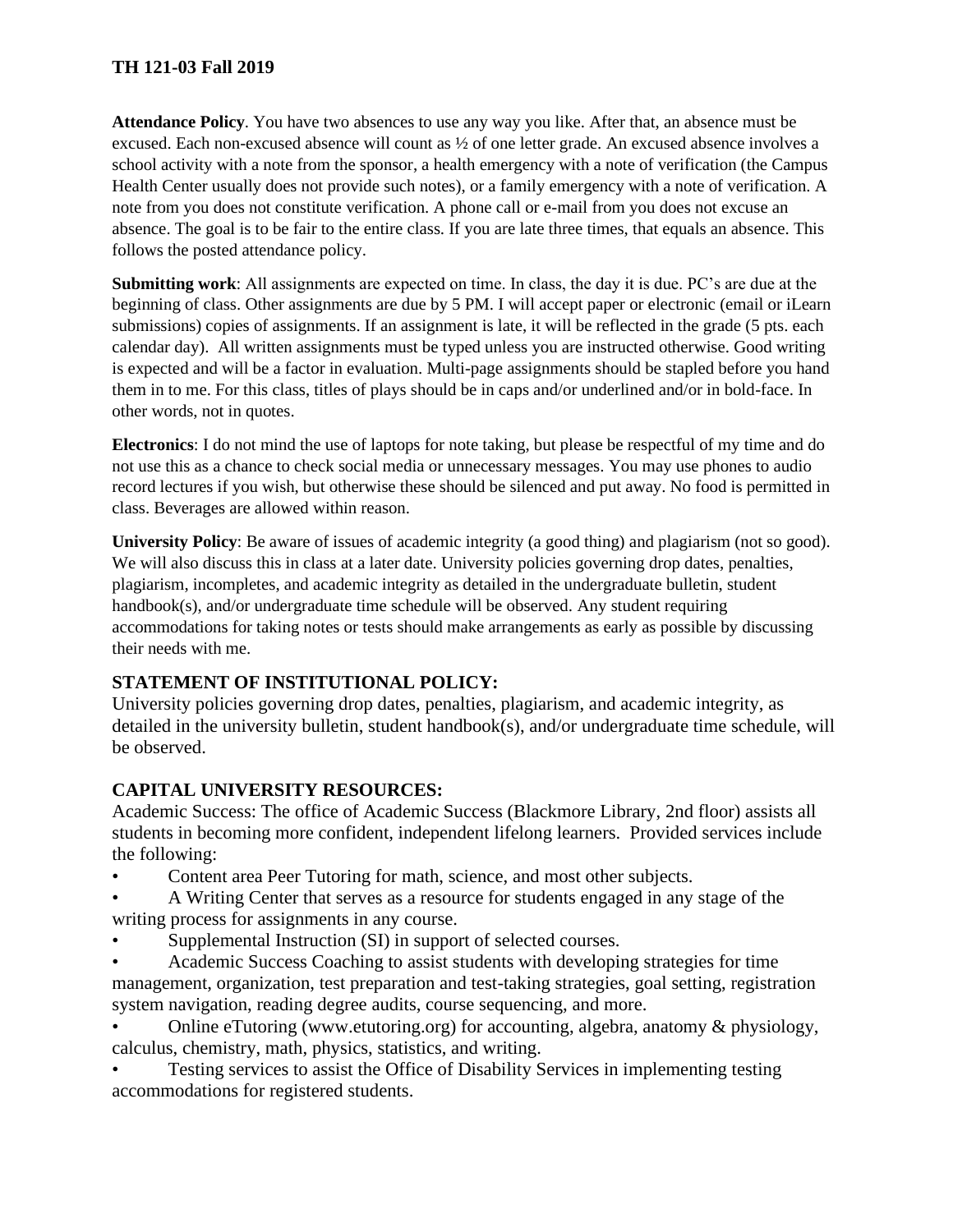**TH 121-03 Fall 2019**

**Attendance Policy**. You have two absences to use any way you like. After that, an absence must be excused. Each non-excused absence will count as ½ of one letter grade. An excused absence involves a school activity with a note from the sponsor, a health emergency with a note of verification (the Campus Health Center usually does not provide such notes), or a family emergency with a note of verification. A note from you does not constitute verification. A phone call or e-mail from you does not excuse an absence. The goal is to be fair to the entire class. If you are late three times, that equals an absence. This follows the posted attendance policy.

**Submitting work**: All assignments are expected on time. In class, the day it is due. PC's are due at the beginning of class. Other assignments are due by 5 PM. I will accept paper or electronic (email or iLearn submissions) copies of assignments. If an assignment is late, it will be reflected in the grade (5 pts. each calendar day). All written assignments must be typed unless you are instructed otherwise. Good writing is expected and will be a factor in evaluation. Multi-page assignments should be stapled before you hand them in to me. For this class, titles of plays should be in caps and/or underlined and/or in bold-face. In other words, not in quotes.

**Electronics**: I do not mind the use of laptops for note taking, but please be respectful of my time and do not use this as a chance to check social media or unnecessary messages. You may use phones to audio record lectures if you wish, but otherwise these should be silenced and put away. No food is permitted in class. Beverages are allowed within reason.

**University Policy**: Be aware of issues of academic integrity (a good thing) and plagiarism (not so good). We will also discuss this in class at a later date. University policies governing drop dates, penalties, plagiarism, incompletes, and academic integrity as detailed in the undergraduate bulletin, student handbook(s), and/or undergraduate time schedule will be observed. Any student requiring accommodations for taking notes or tests should make arrangements as early as possible by discussing their needs with me.

## STATEMENT OF INSTITUTIONAL POLICY:

University policies governing drop dates, penalties, plagiarism, and academic integrity, as detailed in the university bulletin, student handbook(s), and/or undergraduate time schedule, will be observed.

## CAPITAL UNIVERSITY RESOURCES:

Academic Success: The office of Academic Success (Blackmore Library, 2nd floor) assists all students in becoming more confident, independent lifelong learners. Provided services include the following:

- Content area Peer Tutoring for math, science, and most other subjects.
- A Writing Center that serves as a resource for students engaged in any stage of the writing process for assignments in any course.
- Supplemental Instruction (SI) in support of selected courses.
- Academic Success Coaching to assist students with developing strategies for time management, organization, test preparation and test-taking strategies, goal setting, registration system navigation, reading degree audits, course sequencing, and more.
- Online eTutoring (www.etutoring.org) for accounting, algebra, anatomy & physiology, calculus, chemistry, math, physics, statistics, and writing.
- Testing services to assist the Office of Disability Services in implementing testing accommodations for registered students.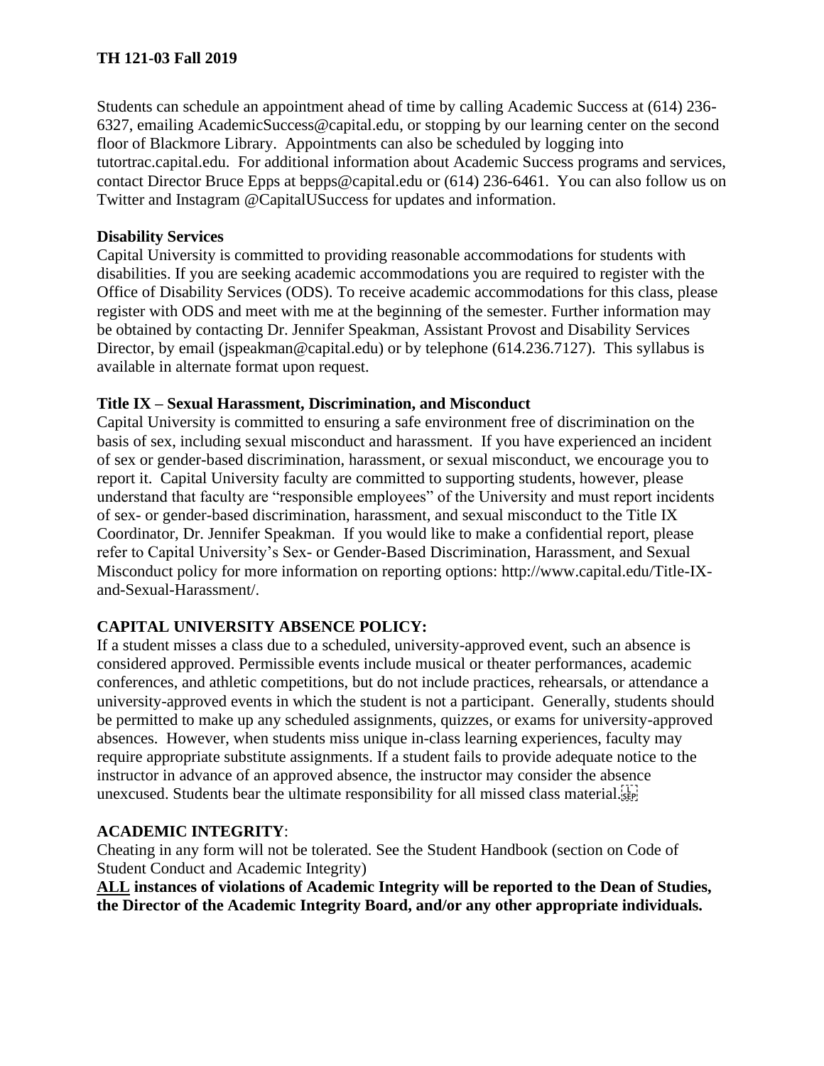Students can schedule an appointment ahead of time by calling Academic Success at (614) 236-6327, emailing AcademicSuccess@capital.edu, or stopping by our learning center on the second floor of Blackmore Library. Appointments can also be scheduled by logging into tutortrac.capital.edu. For additional information about Academic Success programs and services, contact Director Bruce Epps at bepps@capital.edu or (614) 236-6461. You can also follow us on Twitter and Instagram @CapitalUSuccess for updates and information.

**Disability Services**

Capital University is committed to providing reasonable accommodations for students with disabilities. If you are seeking academic accommodations you are required to register with the Office of Disability Services (ODS). To receive academic accommodations for this class, please register with ODS and meet with me at the beginning of the semester. Further information may be obtained by contacting Dr. Jennifer Speakman, Assistant Provost and Disability Services Director, by email (jspeakman@capital.edu) or by telephone (614.236.7127). This syllabus is available in alternate format upon request.

**Title IX – Sexual Harassment, Discrimination, and Misconduct**

Capital University is committed to ensuring a safe environment free of discrimination on the basis of sex, including sexual misconduct and harassment. If you have experienced an incident of sex or gender-based discrimination, harassment, or sexual misconduct, we encourage you to report it. Capital University faculty are committed to supporting students, however, please understand that faculty are "responsible employees" of the University and must report incidents of sex- or gender-based discrimination, harassment, and sexual misconduct to the Title IX Coordinator, Dr. Jennifer Speakman. If you would like to make a confidential report, please refer to Capital University's Sex- or Gender-Based Discrimination, Harassment, and Sexual Misconduct policy for more information on reporting options: http://www.capital.edu/Title-IX-and-Sexual-Harassment/.

## CAPITAL UNIVERSITY ABSENCE POLICY:

If a student misses a class due to a scheduled, university-approved event, such an absence is considered approved. Permissible events include musical or theater performances, academic conferences, and athletic competitions, but do not include practices, rehearsals, or attendance a university-approved events in which the student is not a participant. Generally, students should be permitted to make up any scheduled assignments, quizzes, or exams for university-approved absences. However, when students miss unique in-class learning experiences, faculty may require appropriate substitute assignments. If a student fails to provide adequate notice to the instructor in advance of an approved absence, the instructor may consider the absence unexcused. Students bear the ultimate responsibility for all missed class material.

## ACADEMIC INTEGRITY:

Cheating in any form will not be tolerated. See the Student Handbook (section on Code of Student Conduct and Academic Integrity)

**ALL instances of violations of Academic Integrity will be reported to the Dean of Studies, the Director of the Academic Integrity Board, and/or any other appropriate individuals.**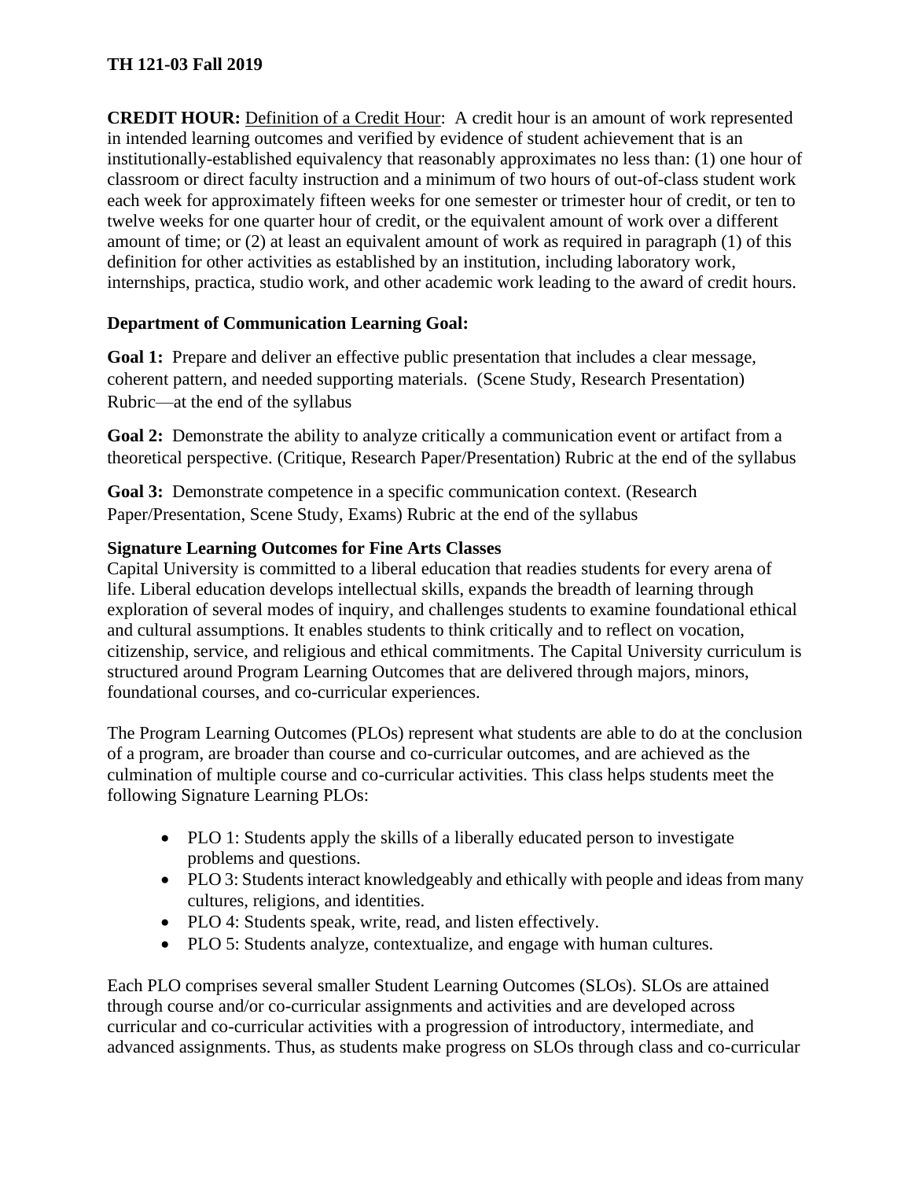**TH 121-03 Fall 2019**

**CREDIT HOUR:** Definition of a Credit Hour: A credit hour is an amount of work represented in intended learning outcomes and verified by evidence of student achievement that is an institutionally-established equivalency that reasonably approximates no less than: (1) one hour of classroom or direct faculty instruction and a minimum of two hours of out-of-class student work each week for approximately fifteen weeks for one semester or trimester hour of credit, or ten to twelve weeks for one quarter hour of credit, or the equivalent amount of work over a different amount of time; or (2) at least an equivalent amount of work as required in paragraph (1) of this definition for other activities as established by an institution, including laboratory work, internships, practica, studio work, and other academic work leading to the award of credit hours.

**Department of Communication Learning Goal:**

**Goal 1:** Prepare and deliver an effective public presentation that includes a clear message, coherent pattern, and needed supporting materials. (Scene Study, Research Presentation) Rubric—at the end of the syllabus

**Goal 2:** Demonstrate the ability to analyze critically a communication event or artifact from a theoretical perspective. (Critique, Research Paper/Presentation) Rubric at the end of the syllabus

**Goal 3:** Demonstrate competence in a specific communication context. (Research Paper/Presentation, Scene Study, Exams) Rubric at the end of the syllabus

**Signature Learning Outcomes for Fine Arts Classes**

Capital University is committed to a liberal education that readies students for every arena of life. Liberal education develops intellectual skills, expands the breadth of learning through exploration of several modes of inquiry, and challenges students to examine foundational ethical and cultural assumptions. It enables students to think critically and to reflect on vocation, citizenship, service, and religious and ethical commitments. The Capital University curriculum is structured around Program Learning Outcomes that are delivered through majors, minors, foundational courses, and co-curricular experiences.

The Program Learning Outcomes (PLOs) represent what students are able to do at the conclusion of a program, are broader than course and co-curricular outcomes, and are achieved as the culmination of multiple course and co-curricular activities. This class helps students meet the following Signature Learning PLOs:

- PLO 1: Students apply the skills of a liberally educated person to investigate problems and questions.
- PLO 3: Students interact knowledgeably and ethically with people and ideas from many cultures, religions, and identities.
- PLO 4: Students speak, write, read, and listen effectively.
- PLO 5: Students analyze, contextualize, and engage with human cultures.

Each PLO comprises several smaller Student Learning Outcomes (SLOs). SLOs are attained through course and/or co-curricular assignments and activities and are developed across curricular and co-curricular activities with a progression of introductory, intermediate, and advanced assignments. Thus, as students make progress on SLOs through class and co-curricular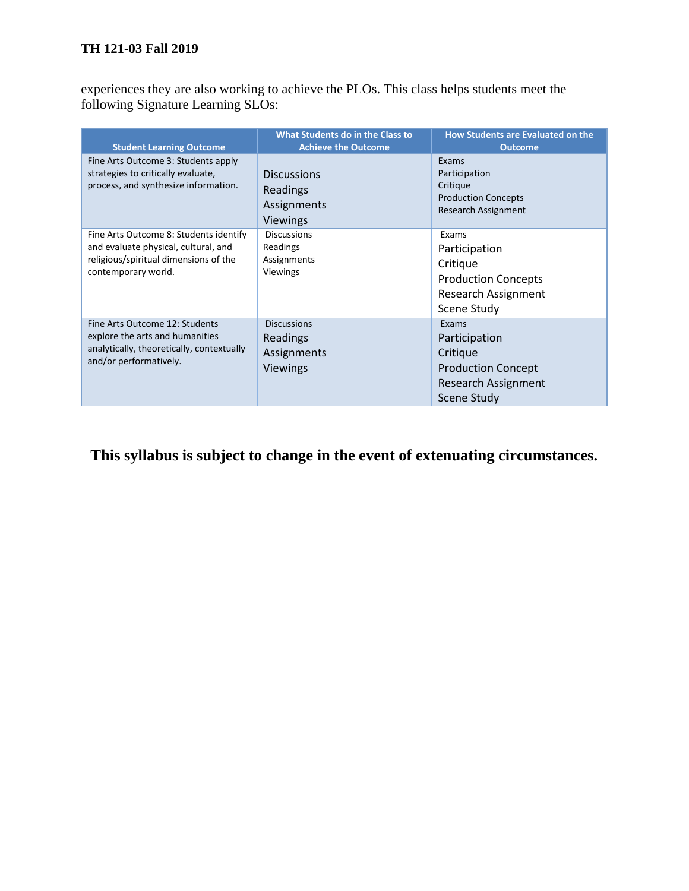experiences they are also working to achieve the PLOs. This class helps students meet the following Signature Learning SLOs:

| Student Learning Outcome | What Students do in the Class to Achieve the Outcome | How Students are Evaluated on the Outcome |
|---|---|---|
| Fine Arts Outcome 3: Students apply strategies to critically evaluate, process, and synthesize information. | Discussions<br>Readings<br>Assignments<br>Viewings | Exams<br>Participation<br>Critique<br>Production Concepts<br>Research Assignment |
| Fine Arts Outcome 8: Students identify and evaluate physical, cultural, and religious/spiritual dimensions of the contemporary world. | Discussions<br>Readings<br>Assignments<br>Viewings | Exams<br>Participation<br>Critique<br>Production Concepts<br>Research Assignment<br>Scene Study |
| Fine Arts Outcome 12: Students explore the arts and humanities analytically, theoretically, contextually and/or performatively. | Discussions<br>Readings<br>Assignments<br>Viewings | Exams<br>Participation<br>Critique<br>Production Concept<br>Research Assignment<br>Scene Study |

**This syllabus is subject to change in the event of extenuating circumstances.**